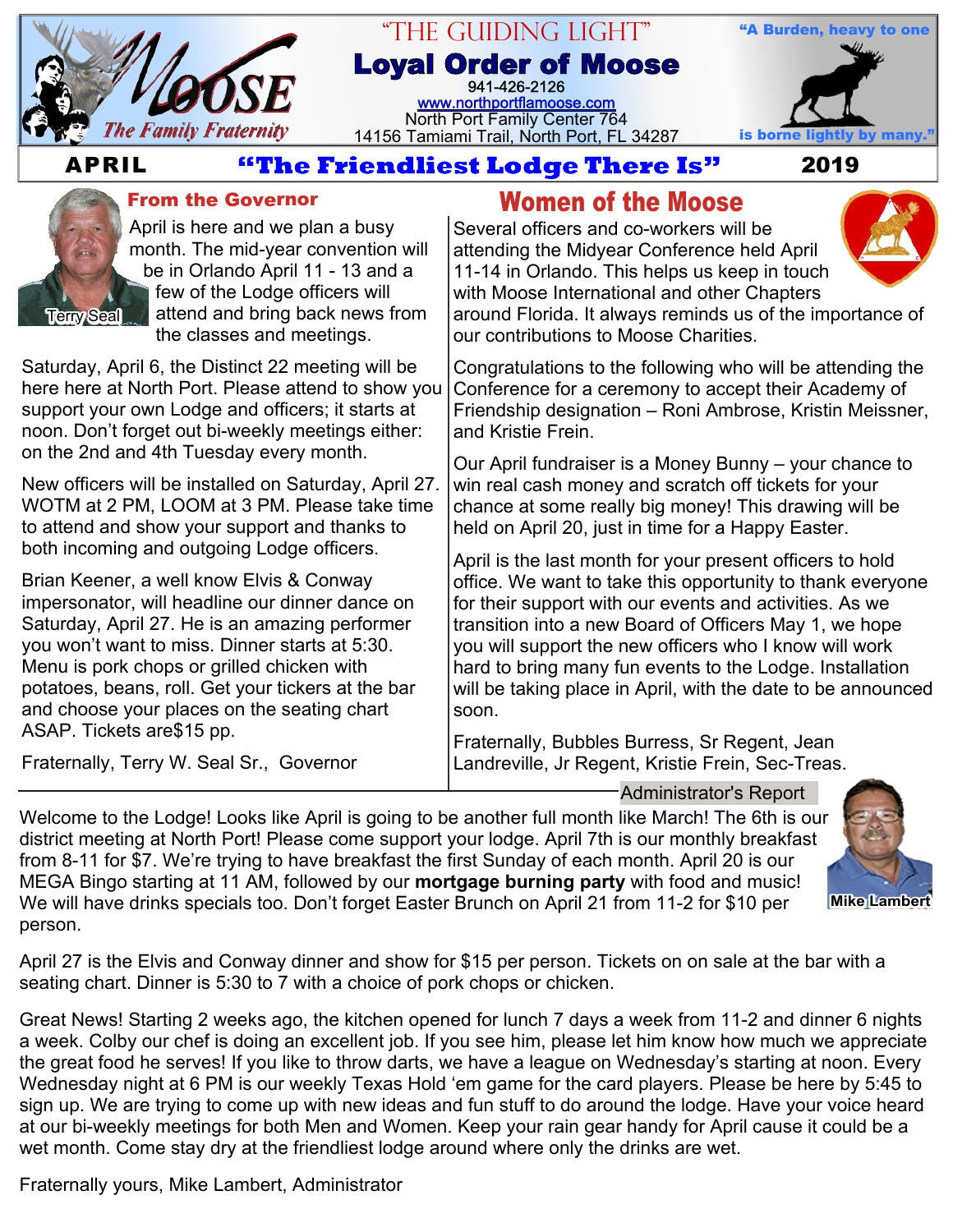# "THE GUIDING LIGHT"

## Loyal Order of Moose

941-426-2126
www.northportflamoose.com
North Port Family Center 764
14156 Tamiami Trail, North Port, FL 34287

MOOSE The Family Fraternity

"A Burden, heavy to one is borne lightly by many."

**APRIL** **"The Friendliest Lodge There Is"** **2019**

## From the Governor

Terry Seal

April is here and we plan a busy month. The mid-year convention will be in Orlando April 11 - 13 and a few of the Lodge officers will attend and bring back news from the classes and meetings.

Saturday, April 6, the Distinct 22 meeting will be here here at North Port. Please attend to show you support your own Lodge and officers; it starts at noon. Don't forget out bi-weekly meetings either: on the 2nd and 4th Tuesday every month.

New officers will be installed on Saturday, April 27. WOTM at 2 PM, LOOM at 3 PM. Please take time to attend and show your support and thanks to both incoming and outgoing Lodge officers.

Brian Keener, a well know Elvis & Conway impersonator, will headline our dinner dance on Saturday, April 27. He is an amazing performer you won't want to miss. Dinner starts at 5:30. Menu is pork chops or grilled chicken with potatoes, beans, roll. Get your tickers at the bar and choose your places on the seating chart ASAP. Tickets are$15 pp.

Fraternally, Terry W. Seal Sr., Governor

## Women of the Moose

Several officers and co-workers will be attending the Midyear Conference held April 11-14 in Orlando. This helps us keep in touch with Moose International and other Chapters around Florida. It always reminds us of the importance of our contributions to Moose Charities.

Congratulations to the following who will be attending the Conference for a ceremony to accept their Academy of Friendship designation – Roni Ambrose, Kristin Meissner, and Kristie Frein.

Our April fundraiser is a Money Bunny – your chance to win real cash money and scratch off tickets for your chance at some really big money! This drawing will be held on April 20, just in time for a Happy Easter.

April is the last month for your present officers to hold office. We want to take this opportunity to thank everyone for their support with our events and activities. As we transition into a new Board of Officers May 1, we hope you will support the new officers who I know will work hard to bring many fun events to the Lodge. Installation will be taking place in April, with the date to be announced soon.

Fraternally, Bubbles Burress, Sr Regent, Jean Landreville, Jr Regent, Kristie Frein, Sec-Treas.

## Administrator's Report

Mike Lambert

Welcome to the Lodge! Looks like April is going to be another full month like March! The 6th is our district meeting at North Port! Please come support your lodge. April 7th is our monthly breakfast from 8-11 for $7. We're trying to have breakfast the first Sunday of each month. April 20 is our MEGA Bingo starting at 11 AM, followed by our **mortgage burning party** with food and music! We will have drinks specials too. Don't forget Easter Brunch on April 21 from 11-2 for $10 per person.

April 27 is the Elvis and Conway dinner and show for $15 per person. Tickets on on sale at the bar with a seating chart. Dinner is 5:30 to 7 with a choice of pork chops or chicken.

Great News! Starting 2 weeks ago, the kitchen opened for lunch 7 days a week from 11-2 and dinner 6 nights a week. Colby our chef is doing an excellent job. If you see him, please let him know how much we appreciate the great food he serves! If you like to throw darts, we have a league on Wednesday's starting at noon. Every Wednesday night at 6 PM is our weekly Texas Hold 'em game for the card players. Please be here by 5:45 to sign up. We are trying to come up with new ideas and fun stuff to do around the lodge. Have your voice heard at our bi-weekly meetings for both Men and Women. Keep your rain gear handy for April cause it could be a wet month. Come stay dry at the friendliest lodge around where only the drinks are wet.

Fraternally yours, Mike Lambert, Administrator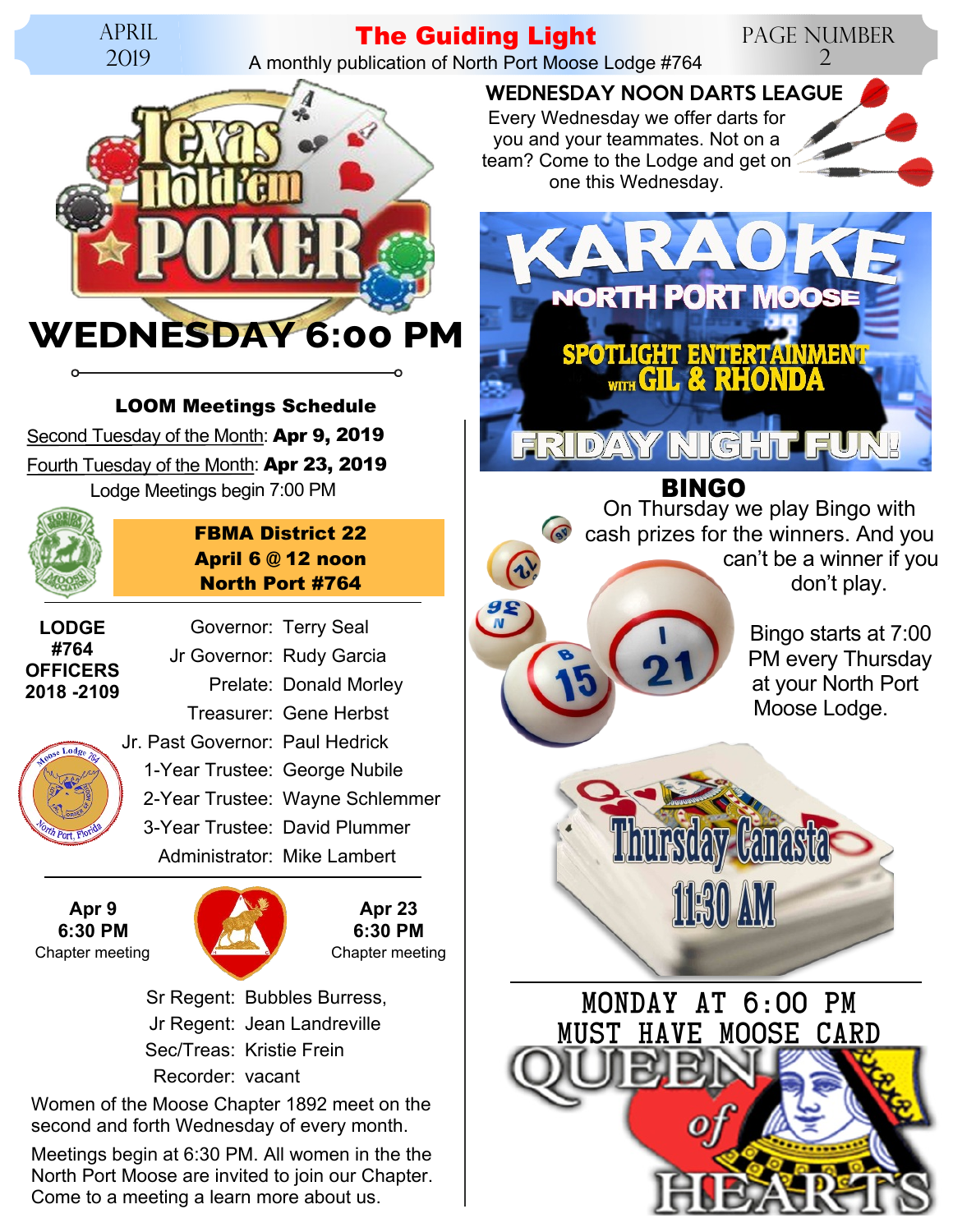# Texas Hold'em Poker

## WEDNESDAY 6:00 PM

### LOOM Meetings Schedule

Second Tuesday of the Month: **Apr 9, 2019**

Fourth Tuesday of the Month: **Apr 23, 2019**

Lodge Meetings begin 7:00 PM

**FBMA District 22**
**April 6 @ 12 noon**
**North Port #764**

**LODGE #764 OFFICERS 2018 -2109**

Governor: Terry Seal
Jr Governor: Rudy Garcia
Prelate: Donald Morley
Treasurer: Gene Herbst
Jr. Past Governor: Paul Hedrick
1-Year Trustee: George Nubile
2-Year Trustee: Wayne Schlemmer
3-Year Trustee: David Plummer
Administrator: Mike Lambert

**Apr 9**
**6:30 PM**
Chapter meeting

**Apr 23**
**6:30 PM**
Chapter meeting

Sr Regent: Bubbles Burress,
Jr Regent: Jean Landreville
Sec/Treas: Kristie Frein
Recorder: vacant

Women of the Moose Chapter 1892 meet on the second and forth Wednesday of every month.

Meetings begin at 6:30 PM. All women in the the North Port Moose are invited to join our Chapter. Come to a meeting a learn more about us.

## WEDNESDAY NOON DARTS LEAGUE

Every Wednesday we offer darts for you and your teammates. Not on a team? Come to the Lodge and get on one this Wednesday.

## KARAOKE

NORTH PORT MOOSE

SPOTLIGHT ENTERTAINMENT with GIL & RHONDA

FRIDAY NIGHT FUN!

## BINGO

On Thursday we play Bingo with cash prizes for the winners. And you can't be a winner if you don't play.

Bingo starts at 7:00 PM every Thursday at your North Port Moose Lodge.

## Thursday Canasta

11:30 AM

## MONDAY AT 6:00 PM
## MUST HAVE MOOSE CARD

# QUEEN of HEARTS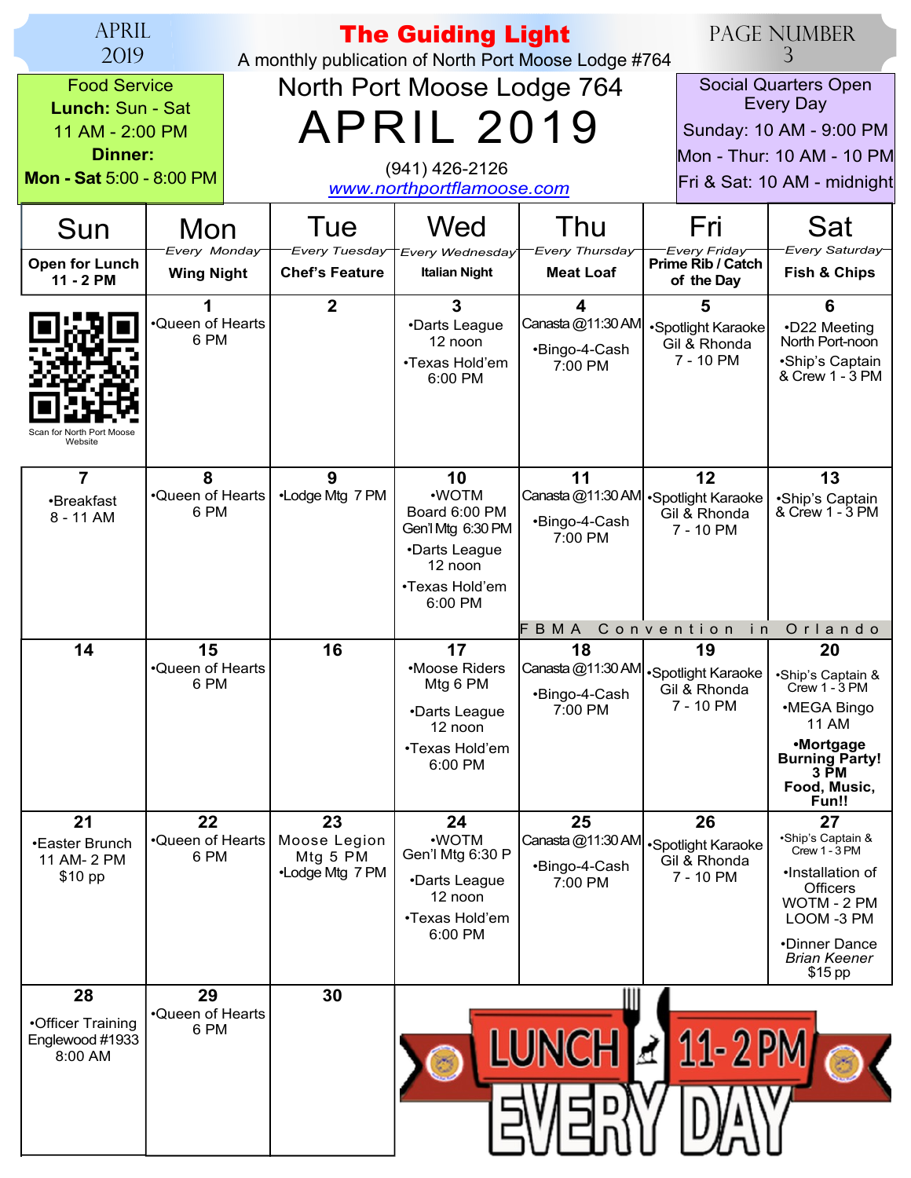APRIL 2019

# The Guiding Light

A monthly publication of North Port Moose Lodge #764

**Food Service**
**Lunch:** Sun - Sat 11 AM - 2:00 PM
**Dinner:** **Mon - Sat** 5:00 - 8:00 PM

## North Port Moose Lodge 764

# APRIL 2019

(941) 426-2126
www.northportflamoose.com

**Social Quarters Open Every Day**
Sunday: 10 AM - 9:00 PM
Mon - Thur: 10 AM - 10 PM
Fri & Sat: 10 AM - midnight

| Sun | Mon | Tue | Wed | Thu | Fri | Sat |
|---|---|---|---|---|---|---|
| **Open for Lunch 11 - 2 PM** | *Every Monday* **Wing Night** | *Every Tuesday* **Chef's Feature** | *Every Wednesday* **Italian Night** | *Every Thursday* **Meat Loaf** | *Every Friday* **Prime Rib / Catch of the Day** | *Every Saturday* **Fish & Chips** |
| Scan for North Port Moose Website | **1** •Queen of Hearts 6 PM | **2** | **3** •Darts League 12 noon •Texas Hold'em 6:00 PM | **4** Canasta @11:30 AM •Bingo-4-Cash 7:00 PM | **5** •Spotlight Karaoke Gil & Rhonda 7 - 10 PM | **6** •D22 Meeting North Port-noon •Ship's Captain & Crew 1 - 3 PM |
| **7** •Breakfast 8 - 11 AM | **8** •Queen of Hearts 6 PM | **9** •Lodge Mtg 7 PM | **10** •WOTM Board 6:00 PM Gen'l Mtg 6:30 PM •Darts League 12 noon •Texas Hold'em 6:00 PM | **11** Canasta @11:30 AM •Bingo-4-Cash 7:00 PM FBMA Convention in Orlando | **12** •Spotlight Karaoke Gil & Rhonda 7 - 10 PM | **13** •Ship's Captain & Crew 1 - 3 PM |
| **14** | **15** •Queen of Hearts 6 PM | **16** | **17** •Moose Riders Mtg 6 PM •Darts League 12 noon •Texas Hold'em 6:00 PM | **18** Canasta @11:30 AM •Bingo-4-Cash 7:00 PM | **19** •Spotlight Karaoke Gil & Rhonda 7 - 10 PM | **20** •Ship's Captain & Crew 1 - 3 PM •MEGA Bingo 11 AM •**Mortgage Burning Party! 3 PM Food, Music, Fun!!** |
| **21** •Easter Brunch 11 AM- 2 PM $10 pp | **22** •Queen of Hearts 6 PM | **23** Moose Legion Mtg 5 PM •Lodge Mtg 7 PM | **24** •WOTM Gen'l Mtg 6:30 P •Darts League 12 noon •Texas Hold'em 6:00 PM | **25** Canasta @11:30 AM •Bingo-4-Cash 7:00 PM | **26** •Spotlight Karaoke Gil & Rhonda 7 - 10 PM | **27** •Ship's Captain & Crew 1 - 3 PM •Installation of Officers WOTM - 2 PM LOOM -3 PM •Dinner Dance *Brian Keener* $15 pp |
| **28** •Officer Training Englewood #1933 8:00 AM | **29** •Queen of Hearts 6 PM | **30** | LUNCH 11-2 PM EVERY DAY | | | |